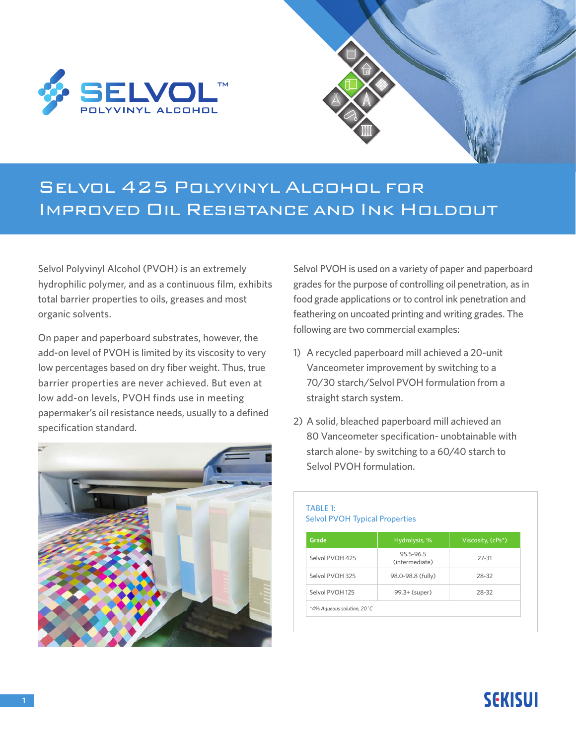# Selvol 425 Polyvinyl Alcohol for Improved Oil Resistance and Ink Holdout

Selvol Polyvinyl Alcohol (PVOH) is an extremely hydrophilic polymer, and as a continuous film, exhibits total barrier properties to oils, greases and most organic solvents.

On paper and paperboard substrates, however, the add-on level of PVOH is limited by its viscosity to very low percentages based on dry fiber weight. Thus, true barrier properties are never achieved. But even at low add-on levels, PVOH finds use in meeting papermaker's oil resistance needs, usually to a defined specification standard.

Selvol PVOH is used on a variety of paper and paperboard grades for the purpose of controlling oil penetration, as in food grade applications or to control ink penetration and feathering on uncoated printing and writing grades. The following are two commercial examples:

1) A recycled paperboard mill achieved a 20-unit Vanceometer improvement by switching to a 70/30 starch/Selvol PVOH formulation from a straight starch system.

2) A solid, bleached paperboard mill achieved an 80 Vanceometer specification- unobtainable with starch alone- by switching to a 60/40 starch to Selvol PVOH formulation.

TABLE 1:
Selvol PVOH Typical Properties

| Grade | Hydrolysis, % | Viscosity, (cPs*) |
|---|---|---|
| Selvol PVOH 425 | 95.5-96.5 (intermediate) | 27-31 |
| Selvol PVOH 325 | 98.0-98.8 (fully) | 28-32 |
| Selvol PVOH 125 | 99.3+ (super) | 28-32 |

*4% Aqueous solution, 20˚C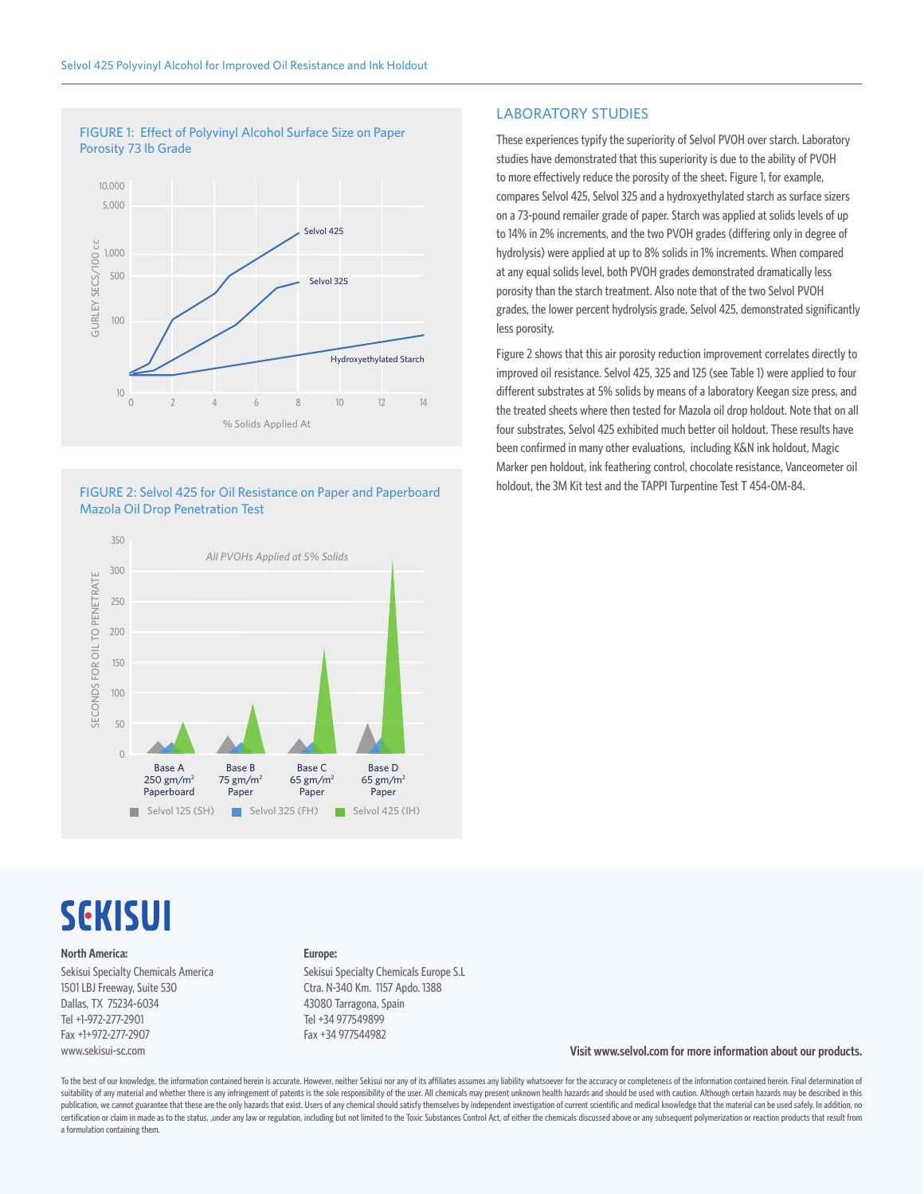FIGURE 1: Effect of Polyvinyl Alcohol Surface Size on Paper Porosity 73 lb Grade

GURLEY SECS/100 cc

10,000
5,000
1,000
500
100
10

0 2 4 6 8 10 12 14

% Solids Applied At

Selvol 425
Selvol 325
Hydroxyethylated Starch

FIGURE 2: Selvol 425 for Oil Resistance on Paper and Paperboard Mazola Oil Drop Penetration Test

SECONDS FOR OIL TO PENETRATE

350
300
250
200
150
100
50
0

*All PVOHs Applied at 5% Solids*

Base A 250 gm/m² Paperboard
Base B 75 gm/m² Paper
Base C 65 gm/m² Paper
Base D 65 gm/m² Paper

Selvol 125 (SH) Selvol 325 (FH) Selvol 425 (IH)

## LABORATORY STUDIES

These experiences typify the superiority of Selvol PVOH over starch. Laboratory studies have demonstrated that this superiority is due to the ability of PVOH to more effectively reduce the porosity of the sheet. Figure 1, for example, compares Selvol 425, Selvol 325 and a hydroxyethylated starch as surface sizers on a 73-pound remailer grade of paper. Starch was applied at solids levels of up to 14% in 2% increments, and the two PVOH grades (differing only in degree of hydrolysis) were applied at up to 8% solids in 1% increments. When compared at any equal solids level, both PVOH grades demonstrated dramatically less porosity than the starch treatment. Also note that of the two Selvol PVOH grades, the lower percent hydrolysis grade, Selvol 425, demonstrated significantly less porosity.

Figure 2 shows that this air porosity reduction improvement correlates directly to improved oil resistance. Selvol 425, 325 and 125 (see Table 1) were applied to four different substrates at 5% solids by means of a laboratory Keegan size press, and the treated sheets where then tested for Mazola oil drop holdout. Note that on all four substrates, Selvol 425 exhibited much better oil holdout. These results have been confirmed in many other evaluations, including K&N ink holdout, Magic Marker pen holdout, ink feathering control, chocolate resistance, Vanceometer oil holdout, the 3M Kit test and the TAPPI Turpentine Test T 454-OM-84.

SEKISUI

**North America:**
Sekisui Specialty Chemicals America
1501 LBJ Freeway, Suite 530
Dallas, TX 75234-6034
Tel +1-972-277-2901
Fax +1+972-277-2907
www.sekisui-sc.com

**Europe:**
Sekisui Specialty Chemicals Europe S.L
Ctra. N-340 Km. 1157 Apdo. 1388
43080 Tarragona, Spain
Tel +34 977549899
Fax +34 977544982

**Visit www.selvol.com for more information about our products.**

To the best of our knowledge, the information contained herein is accurate. However, neither Sekisui nor any of its affiliates assumes any liability whatsoever for the accuracy or completeness of the information contained herein. Final determination of suitability of any material and whether there is any infringement of patents is the sole responsibility of the user. All chemicals may present unknown health hazards and should be used with caution. Although certain hazards may be described in this publication, we cannot guarantee that these are the only hazards that exist. Users of any chemical should satisfy themselves by independent investigation of current scientific and medical knowledge that the material can be used safely. In addition, no certification or claim in made as to the status, ,under any law or regulation, including but not limited to the Toxic Substances Control Act, of either the chemicals discussed above or any subsequent polymerization or reaction products that result from a formulation containing them.